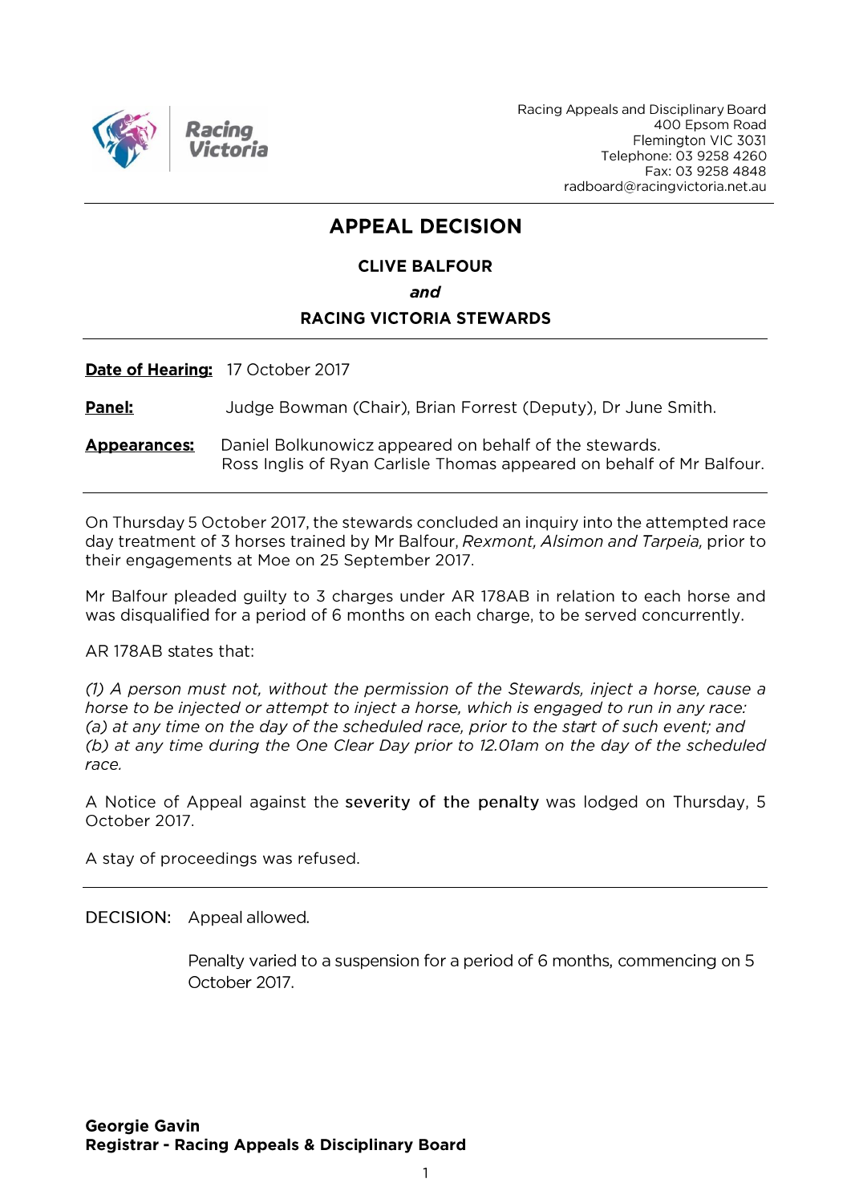Racing Appeals and Disciplinary Board
400 Epsom Road
Flemington VIC 3031
Telephone: 03 9258 4260
Fax: 03 9258 4848
radboard@racingvictoria.net.au

# APPEAL DECISION

**CLIVE BALFOUR**

***and***

**RACING VICTORIA STEWARDS**

**Date of Hearing:** 17 October 2017

**Panel:** Judge Bowman (Chair), Brian Forrest (Deputy), Dr June Smith.

**Appearances:** Daniel Bolkunowicz appeared on behalf of the stewards.
Ross Inglis of Ryan Carlisle Thomas appeared on behalf of Mr Balfour.

---

On Thursday 5 October 2017, the stewards concluded an inquiry into the attempted race day treatment of 3 horses trained by Mr Balfour, *Rexmont, Alsimon and Tarpeia,* prior to their engagements at Moe on 25 September 2017.

Mr Balfour pleaded guilty to 3 charges under AR 178AB in relation to each horse and was disqualified for a period of 6 months on each charge, to be served concurrently.

AR 178AB states that:

*(1) A person must not, without the permission of the Stewards, inject a horse, cause a horse to be injected or attempt to inject a horse, which is engaged to run in any race:*
*(a) at any time on the day of the scheduled race, prior to the start of such event; and*
*(b) at any time during the One Clear Day prior to 12.01am on the day of the scheduled race.*

A Notice of Appeal against the **severity of the penalty** was lodged on Thursday, 5 October 2017.

A stay of proceedings was refused.

---

DECISION: Appeal allowed.

Penalty varied to a suspension for a period of 6 months, commencing on 5 October 2017.

**Georgie Gavin**
**Registrar - Racing Appeals & Disciplinary Board**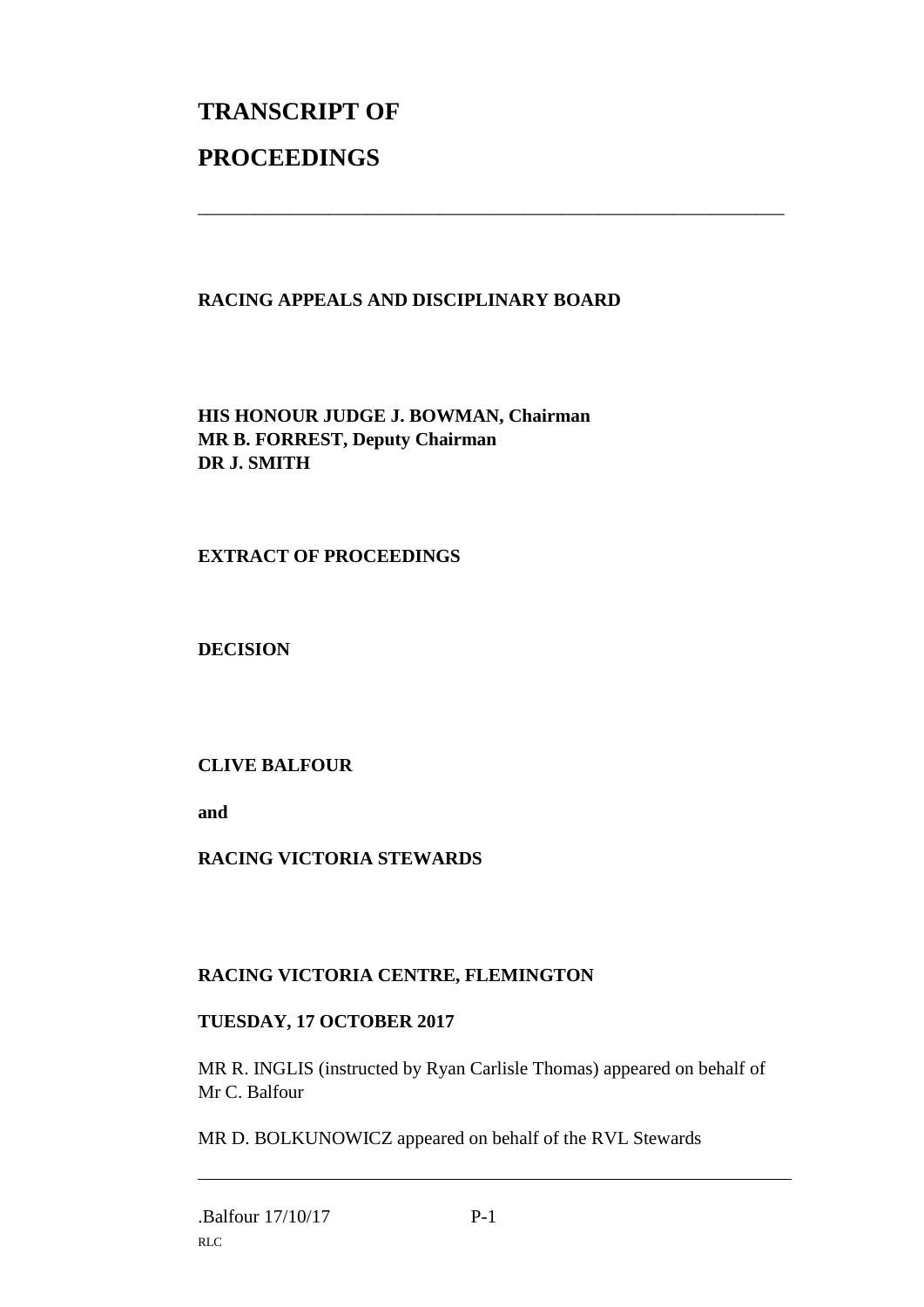# TRANSCRIPT OF PROCEEDINGS

---

**RACING APPEALS AND DISCIPLINARY BOARD**

**HIS HONOUR JUDGE J. BOWMAN, Chairman**
**MR B. FORREST, Deputy Chairman**
**DR J. SMITH**

**EXTRACT OF PROCEEDINGS**

**DECISION**

**CLIVE BALFOUR**

**and**

**RACING VICTORIA STEWARDS**

**RACING VICTORIA CENTRE, FLEMINGTON**

**TUESDAY, 17 OCTOBER 2017**

MR R. INGLIS (instructed by Ryan Carlisle Thomas) appeared on behalf of Mr C. Balfour

MR D. BOLKUNOWICZ appeared on behalf of the RVL Stewards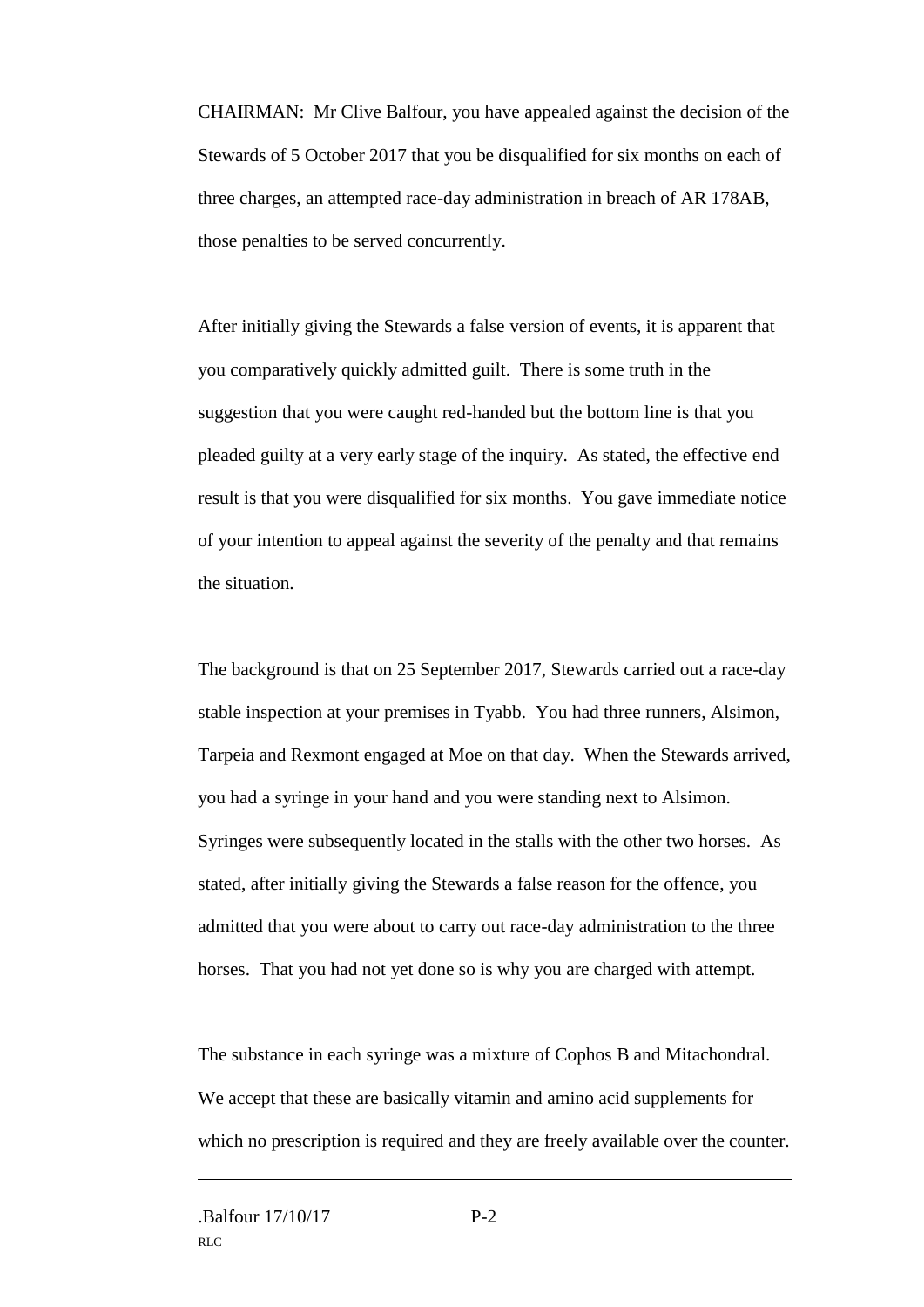CHAIRMAN: Mr Clive Balfour, you have appealed against the decision of the Stewards of 5 October 2017 that you be disqualified for six months on each of three charges, an attempted race-day administration in breach of AR 178AB, those penalties to be served concurrently.

After initially giving the Stewards a false version of events, it is apparent that you comparatively quickly admitted guilt. There is some truth in the suggestion that you were caught red-handed but the bottom line is that you pleaded guilty at a very early stage of the inquiry. As stated, the effective end result is that you were disqualified for six months. You gave immediate notice of your intention to appeal against the severity of the penalty and that remains the situation.

The background is that on 25 September 2017, Stewards carried out a race-day stable inspection at your premises in Tyabb. You had three runners, Alsimon, Tarpeia and Rexmont engaged at Moe on that day. When the Stewards arrived, you had a syringe in your hand and you were standing next to Alsimon. Syringes were subsequently located in the stalls with the other two horses. As stated, after initially giving the Stewards a false reason for the offence, you admitted that you were about to carry out race-day administration to the three horses. That you had not yet done so is why you are charged with attempt.

The substance in each syringe was a mixture of Cophos B and Mitachondral. We accept that these are basically vitamin and amino acid supplements for which no prescription is required and they are freely available over the counter.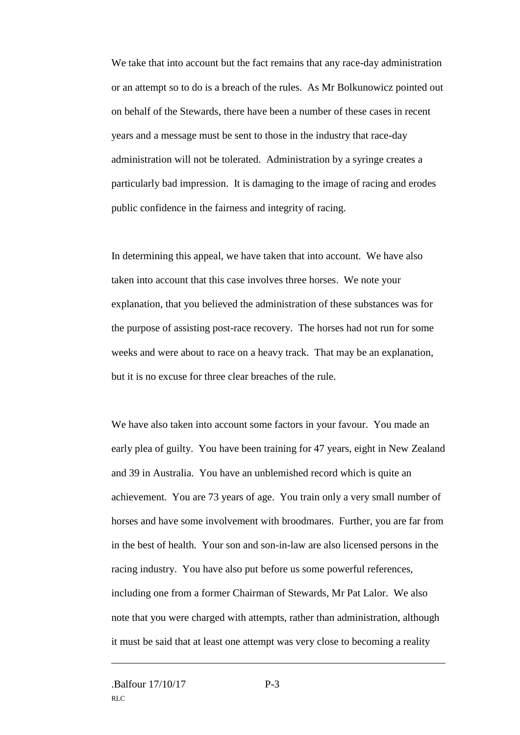We take that into account but the fact remains that any race-day administration or an attempt so to do is a breach of the rules. As Mr Bolkunowicz pointed out on behalf of the Stewards, there have been a number of these cases in recent years and a message must be sent to those in the industry that race-day administration will not be tolerated. Administration by a syringe creates a particularly bad impression. It is damaging to the image of racing and erodes public confidence in the fairness and integrity of racing.

In determining this appeal, we have taken that into account. We have also taken into account that this case involves three horses. We note your explanation, that you believed the administration of these substances was for the purpose of assisting post-race recovery. The horses had not run for some weeks and were about to race on a heavy track. That may be an explanation, but it is no excuse for three clear breaches of the rule.

We have also taken into account some factors in your favour. You made an early plea of guilty. You have been training for 47 years, eight in New Zealand and 39 in Australia. You have an unblemished record which is quite an achievement. You are 73 years of age. You train only a very small number of horses and have some involvement with broodmares. Further, you are far from in the best of health. Your son and son-in-law are also licensed persons in the racing industry. You have also put before us some powerful references, including one from a former Chairman of Stewards, Mr Pat Lalor. We also note that you were charged with attempts, rather than administration, although it must be said that at least one attempt was very close to becoming a reality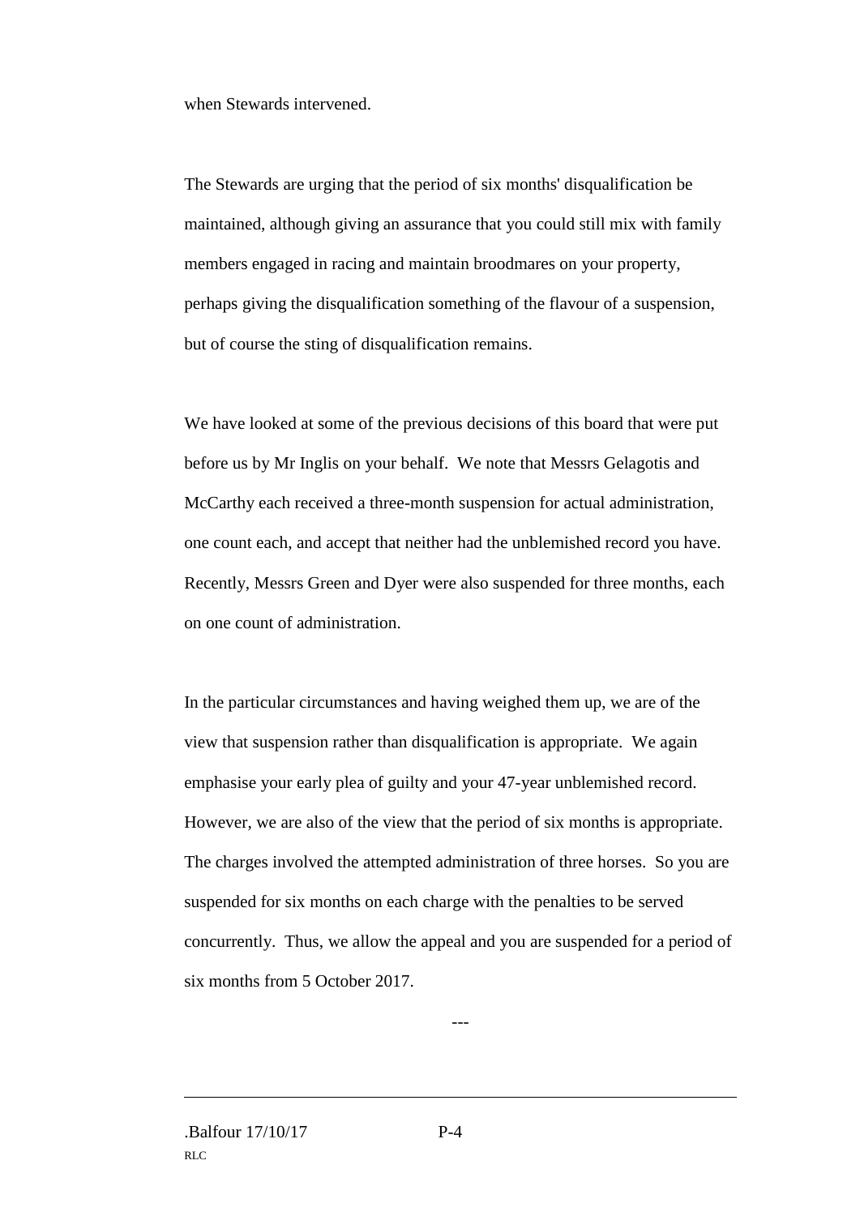when Stewards intervened.

The Stewards are urging that the period of six months' disqualification be maintained, although giving an assurance that you could still mix with family members engaged in racing and maintain broodmares on your property, perhaps giving the disqualification something of the flavour of a suspension, but of course the sting of disqualification remains.

We have looked at some of the previous decisions of this board that were put before us by Mr Inglis on your behalf. We note that Messrs Gelagotis and McCarthy each received a three-month suspension for actual administration, one count each, and accept that neither had the unblemished record you have. Recently, Messrs Green and Dyer were also suspended for three months, each on one count of administration.

In the particular circumstances and having weighed them up, we are of the view that suspension rather than disqualification is appropriate. We again emphasise your early plea of guilty and your 47-year unblemished record. However, we are also of the view that the period of six months is appropriate. The charges involved the attempted administration of three horses. So you are suspended for six months on each charge with the penalties to be served concurrently. Thus, we allow the appeal and you are suspended for a period of six months from 5 October 2017.

---